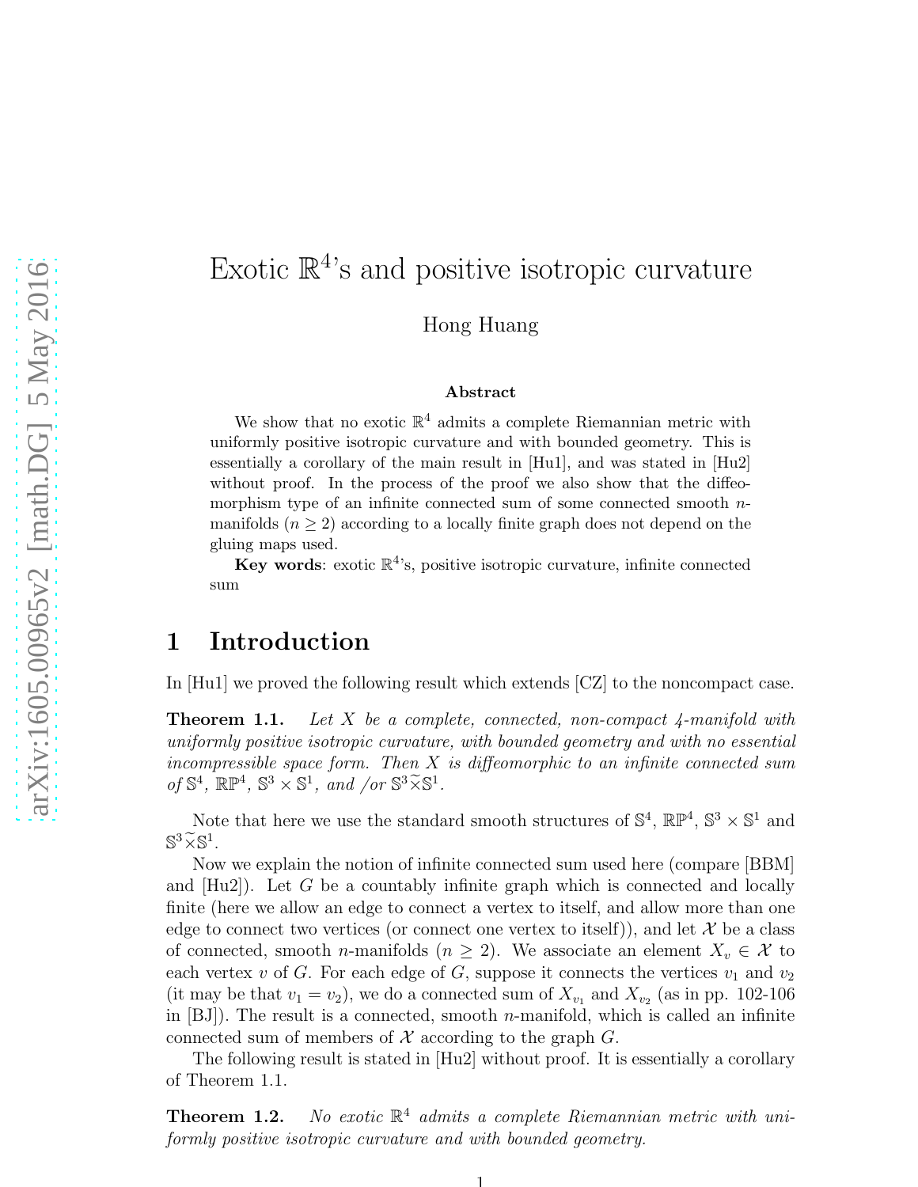# Exotic $\mathbb{R}^4$'s and positive isotropic curvature

Hong Huang

### Abstract

We show that no exotic $\mathbb{R}^4$ admits a complete Riemannian metric with uniformly positive isotropic curvature and with bounded geometry. This is essentially a corollary of the main result in [Hu1], and was stated in [Hu2] without proof. In the process of the proof we also show that the diffeomorphism type of an infinite connected sum of some connected smooth $n$-manifolds ($n \geq 2$) according to a locally finite graph does not depend on the gluing maps used.

**Key words**: exotic $\mathbb{R}^4$'s, positive isotropic curvature, infinite connected sum

## 1 Introduction

In [Hu1] we proved the following result which extends [CZ] to the noncompact case.

**Theorem 1.1.** *Let $X$ be a complete, connected, non-compact 4-manifold with uniformly positive isotropic curvature, with bounded geometry and with no essential incompressible space form. Then $X$ is diffeomorphic to an infinite connected sum of $\mathbb{S}^4$, $\mathbb{RP}^4$, $\mathbb{S}^3 \times \mathbb{S}^1$, and /or $\mathbb{S}^3 \widetilde{\times} \mathbb{S}^1$.*

Note that here we use the standard smooth structures of $\mathbb{S}^4$, $\mathbb{RP}^4$, $\mathbb{S}^3 \times \mathbb{S}^1$ and $\mathbb{S}^3 \widetilde{\times} \mathbb{S}^1$.

Now we explain the notion of infinite connected sum used here (compare [BBM] and [Hu2]). Let $G$ be a countably infinite graph which is connected and locally finite (here we allow an edge to connect a vertex to itself, and allow more than one edge to connect two vertices (or connect one vertex to itself)), and let $\mathcal{X}$ be a class of connected, smooth $n$-manifolds ($n \geq 2$). We associate an element $X_v \in \mathcal{X}$ to each vertex $v$ of $G$. For each edge of $G$, suppose it connects the vertices $v_1$ and $v_2$ (it may be that $v_1 = v_2$), we do a connected sum of $X_{v_1}$ and $X_{v_2}$ (as in pp. 102-106 in [BJ]). The result is a connected, smooth $n$-manifold, which is called an infinite connected sum of members of $\mathcal{X}$ according to the graph $G$.

The following result is stated in [Hu2] without proof. It is essentially a corollary of Theorem 1.1.

**Theorem 1.2.** *No exotic $\mathbb{R}^4$ admits a complete Riemannian metric with uniformly positive isotropic curvature and with bounded geometry.*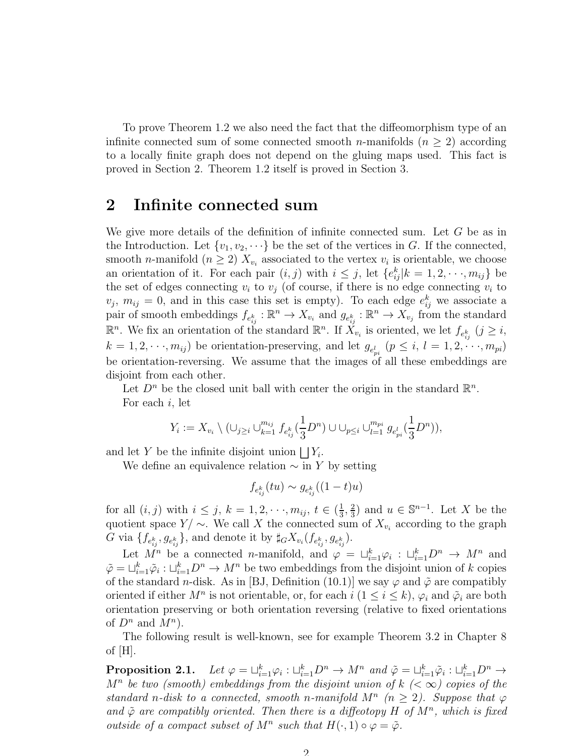To prove Theorem 1.2 we also need the fact that the diffeomorphism type of an infinite connected sum of some connected smooth $n$-manifolds ($n \geq 2$) according to a locally finite graph does not depend on the gluing maps used. This fact is proved in Section 2. Theorem 1.2 itself is proved in Section 3.

## 2 Infinite connected sum

We give more details of the definition of infinite connected sum. Let $G$ be as in the Introduction. Let $\{v_1, v_2, \cdots\}$ be the set of the vertices in $G$. If the connected, smooth $n$-manifold ($n \geq 2$) $X_{v_i}$ associated to the vertex $v_i$ is orientable, we choose an orientation of it. For each pair $(i, j)$ with $i \leq j$, let $\{e_{ij}^k | k = 1, 2, \cdots, m_{ij}\}$ be the set of edges connecting $v_i$ to $v_j$ (of course, if there is no edge connecting $v_i$ to $v_j$, $m_{ij} = 0$, and in this case this set is empty). To each edge $e_{ij}^k$ we associate a pair of smooth embeddings $f_{e_{ij}^k} : \mathbb{R}^n \to X_{v_i}$ and $g_{e_{ij}^k} : \mathbb{R}^n \to X_{v_j}$ from the standard $\mathbb{R}^n$. We fix an orientation of the standard $\mathbb{R}^n$. If $X_{v_i}$ is oriented, we let $f_{e_{ij}^k}$ ($j \geq i$, $k = 1, 2, \cdots, m_{ij}$) be orientation-preserving, and let $g_{e_{pi}^l}$ ($p \leq i$, $l = 1, 2, \cdots, m_{pi}$) be orientation-reversing. We assume that the images of all these embeddings are disjoint from each other.

Let $D^n$ be the closed unit ball with center the origin in the standard $\mathbb{R}^n$.

For each $i$, let

$$Y_i := X_{v_i} \setminus (\cup_{j \geq i} \cup_{k=1}^{m_{ij}} f_{e_{ij}^k}(\frac{1}{3}D^n) \cup \cup_{p \leq i} \cup_{l=1}^{m_{pi}} g_{e_{pi}^l}(\frac{1}{3}D^n)),$$

and let $Y$ be the infinite disjoint union $\bigsqcup Y_i$.

We define an equivalence relation $\sim$ in $Y$ by setting

$$f_{e_{ij}^k}(tu) \sim g_{e_{ij}^k}((1-t)u)$$

for all $(i, j)$ with $i \leq j$, $k = 1, 2, \cdots, m_{ij}$, $t \in (\frac{1}{3}, \frac{2}{3})$ and $u \in \mathbb{S}^{n-1}$. Let $X$ be the quotient space $Y/\sim$. We call $X$ the connected sum of $X_{v_i}$ according to the graph $G$ via $\{f_{e_{ij}^k}, g_{e_{ij}^k}\}$, and denote it by $\sharp_G X_{v_i}(f_{e_{ij}^k}, g_{e_{ij}^k})$.

Let $M^n$ be a connected $n$-manifold, and $\varphi = \sqcup_{i=1}^k \varphi_i : \sqcup_{i=1}^k D^n \to M^n$ and $\tilde{\varphi} = \sqcup_{i=1}^k \tilde{\varphi}_i : \sqcup_{i=1}^k D^n \to M^n$ be two embeddings from the disjoint union of $k$ copies of the standard $n$-disk. As in [BJ, Definition (10.1)] we say $\varphi$ and $\tilde{\varphi}$ are compatibly oriented if either $M^n$ is not orientable, or, for each $i$ ($1 \leq i \leq k$), $\varphi_i$ and $\tilde{\varphi}_i$ are both orientation preserving or both orientation reversing (relative to fixed orientations of $D^n$ and $M^n$).

The following result is well-known, see for example Theorem 3.2 in Chapter 8 of [H].

**Proposition 2.1.** *Let $\varphi = \sqcup_{i=1}^k \varphi_i : \sqcup_{i=1}^k D^n \to M^n$ and $\tilde{\varphi} = \sqcup_{i=1}^k \tilde{\varphi}_i : \sqcup_{i=1}^k D^n \to M^n$ be two (smooth) embeddings from the disjoint union of $k$ ($< \infty$) copies of the standard $n$-disk to a connected, smooth $n$-manifold $M^n$ ($n \geq 2$). Suppose that $\varphi$ and $\tilde{\varphi}$ are compatibly oriented. Then there is a diffeotopy $H$ of $M^n$, which is fixed outside of a compact subset of $M^n$ such that $H(\cdot, 1) \circ \varphi = \tilde{\varphi}$.*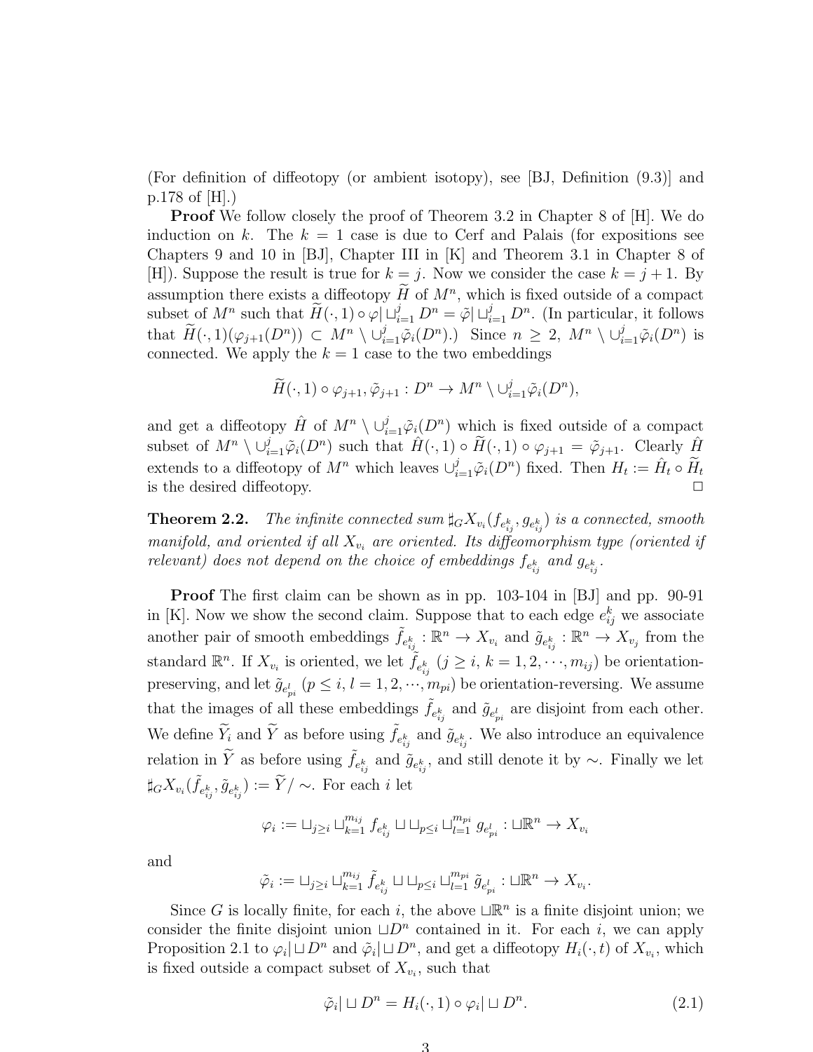(For definition of diffeotopy (or ambient isotopy), see [BJ, Definition (9.3)] and p.178 of [H].)

**Proof** We follow closely the proof of Theorem 3.2 in Chapter 8 of [H]. We do induction on $k$. The $k = 1$ case is due to Cerf and Palais (for expositions see Chapters 9 and 10 in [BJ], Chapter III in [K] and Theorem 3.1 in Chapter 8 of [H]). Suppose the result is true for $k = j$. Now we consider the case $k = j + 1$. By assumption there exists a diffeotopy $\widetilde{H}$ of $M^n$, which is fixed outside of a compact subset of $M^n$ such that $\widetilde{H}(\cdot, 1) \circ \varphi | \sqcup_{i=1}^{j} D^n = \tilde{\varphi} | \sqcup_{i=1}^{j} D^n$. (In particular, it follows that $\widetilde{H}(\cdot, 1)(\varphi_{j+1}(D^n)) \subset M^n \setminus \cup_{i=1}^{j} \tilde{\varphi}_i(D^n)$.) Since $n \geq 2$, $M^n \setminus \cup_{i=1}^{j} \tilde{\varphi}_i(D^n)$ is connected. We apply the $k = 1$ case to the two embeddings

$$\widetilde{H}(\cdot, 1) \circ \varphi_{j+1}, \tilde{\varphi}_{j+1} : D^n \to M^n \setminus \cup_{i=1}^{j} \tilde{\varphi}_i(D^n),$$

and get a diffeotopy $\hat{H}$ of $M^n \setminus \cup_{i=1}^{j} \tilde{\varphi}_i(D^n)$ which is fixed outside of a compact subset of $M^n \setminus \cup_{i=1}^{j} \tilde{\varphi}_i(D^n)$ such that $\hat{H}(\cdot, 1) \circ \widetilde{H}(\cdot, 1) \circ \varphi_{j+1} = \tilde{\varphi}_{j+1}$. Clearly $\hat{H}$ extends to a diffeotopy of $M^n$ which leaves $\cup_{i=1}^{j} \tilde{\varphi}_i(D^n)$ fixed. Then $H_t := \hat{H}_t \circ \widetilde{H}_t$ is the desired diffeotopy. □

**Theorem 2.2.** *The infinite connected sum $\sharp_G X_{v_i}(f_{e_{ij}^k}, g_{e_{ij}^k})$ is a connected, smooth manifold, and oriented if all $X_{v_i}$ are oriented. Its diffeomorphism type (oriented if relevant) does not depend on the choice of embeddings $f_{e_{ij}^k}$ and $g_{e_{ij}^k}$.*

**Proof** The first claim can be shown as in pp. 103-104 in [BJ] and pp. 90-91 in [K]. Now we show the second claim. Suppose that to each edge $e_{ij}^k$ we associate another pair of smooth embeddings $\tilde{f}_{e_{ij}^k} : \mathbb{R}^n \to X_{v_i}$ and $\tilde{g}_{e_{ij}^k} : \mathbb{R}^n \to X_{v_j}$ from the standard $\mathbb{R}^n$. If $X_{v_i}$ is oriented, we let $\tilde{f}_{e_{ij}^k}$ $(j \geq i, k = 1, 2, \cdots, m_{ij})$ be orientation-preserving, and let $\tilde{g}_{e_{pi}^l}$ $(p \leq i, l = 1, 2, \cdots, m_{pi})$ be orientation-reversing. We assume that the images of all these embeddings $\tilde{f}_{e_{ij}^k}$ and $\tilde{g}_{e_{pi}^l}$ are disjoint from each other. We define $\widetilde{Y}_i$ and $\widetilde{Y}$ as before using $\tilde{f}_{e_{ij}^k}$ and $\tilde{g}_{e_{ij}^k}$. We also introduce an equivalence relation in $\widetilde{Y}$ as before using $\tilde{f}_{e_{ij}^k}$ and $\tilde{g}_{e_{ij}^k}$, and still denote it by $\sim$. Finally we let $\sharp_G X_{v_i}(\tilde{f}_{e_{ij}^k}, \tilde{g}_{e_{ij}^k}) := \widetilde{Y}/\sim$. For each $i$ let

$$\varphi_i := \sqcup_{j \geq i} \sqcup_{k=1}^{m_{ij}} f_{e_{ij}^k} \sqcup \sqcup_{p \leq i} \sqcup_{l=1}^{m_{pi}} g_{e_{pi}^l} : \sqcup \mathbb{R}^n \to X_{v_i}$$

and

$$\tilde{\varphi}_i := \sqcup_{j \geq i} \sqcup_{k=1}^{m_{ij}} \tilde{f}_{e_{ij}^k} \sqcup \sqcup_{p \leq i} \sqcup_{l=1}^{m_{pi}} \tilde{g}_{e_{pi}^l} : \sqcup \mathbb{R}^n \to X_{v_i}.$$

Since $G$ is locally finite, for each $i$, the above $\sqcup \mathbb{R}^n$ is a finite disjoint union; we consider the finite disjoint union $\sqcup D^n$ contained in it. For each $i$, we can apply Proposition 2.1 to $\varphi_i | \sqcup D^n$ and $\tilde{\varphi}_i | \sqcup D^n$, and get a diffeotopy $H_i(\cdot, t)$ of $X_{v_i}$, which is fixed outside a compact subset of $X_{v_i}$, such that

$$\tilde{\varphi}_i | \sqcup D^n = H_i(\cdot, 1) \circ \varphi_i | \sqcup D^n. \tag{2.1}$$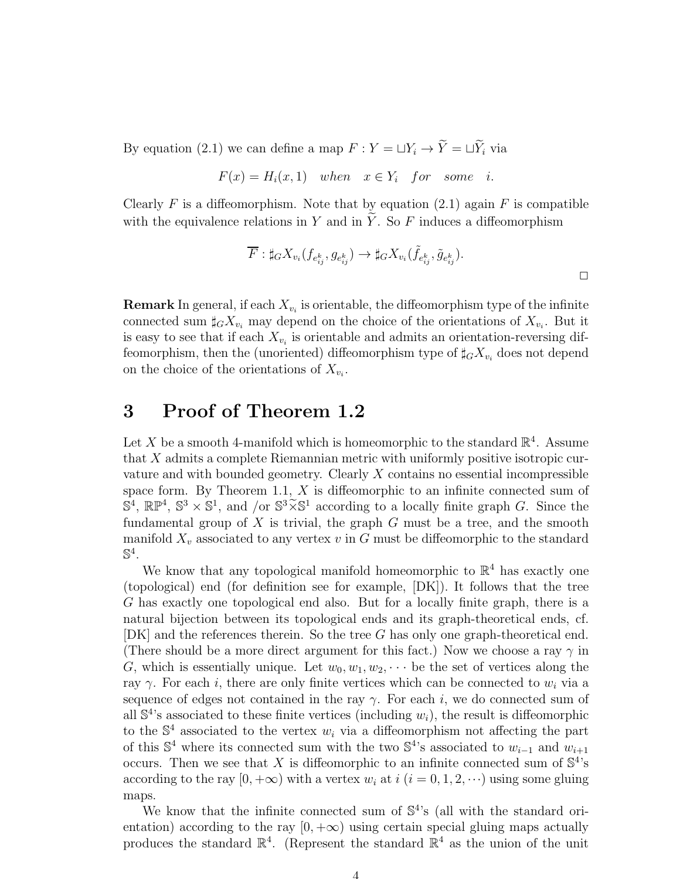By equation (2.1) we can define a map $F : Y = \sqcup Y_i \to \widetilde{Y} = \sqcup \widetilde{Y}_i$ via

$$F(x) = H_i(x, 1) \quad when \quad x \in Y_i \quad for \quad some \quad i.$$

Clearly $F$ is a diffeomorphism. Note that by equation (2.1) again $F$ is compatible with the equivalence relations in $Y$ and in $\widetilde{Y}$. So $F$ induces a diffeomorphism

$$\overline{F} : \sharp_G X_{v_i}(f_{e_{ij}^k}, g_{e_{ij}^k}) \to \sharp_G X_{v_i}(\tilde{f}_{e_{ij}^k}, \tilde{g}_{e_{ij}^k}).$$

□

**Remark** In general, if each $X_{v_i}$ is orientable, the diffeomorphism type of the infinite connected sum $\sharp_G X_{v_i}$ may depend on the choice of the orientations of $X_{v_i}$. But it is easy to see that if each $X_{v_i}$ is orientable and admits an orientation-reversing diffeomorphism, then the (unoriented) diffeomorphism type of $\sharp_G X_{v_i}$ does not depend on the choice of the orientations of $X_{v_i}$.

## 3 Proof of Theorem 1.2

Let $X$ be a smooth 4-manifold which is homeomorphic to the standard $\mathbb{R}^4$. Assume that $X$ admits a complete Riemannian metric with uniformly positive isotropic curvature and with bounded geometry. Clearly $X$ contains no essential incompressible space form. By Theorem 1.1, $X$ is diffeomorphic to an infinite connected sum of $\mathbb{S}^4$, $\mathbb{RP}^4$, $\mathbb{S}^3 \times \mathbb{S}^1$, and /or $\mathbb{S}^3 \widetilde{\times} \mathbb{S}^1$ according to a locally finite graph $G$. Since the fundamental group of $X$ is trivial, the graph $G$ must be a tree, and the smooth manifold $X_v$ associated to any vertex $v$ in $G$ must be diffeomorphic to the standard $\mathbb{S}^4$.

We know that any topological manifold homeomorphic to $\mathbb{R}^4$ has exactly one (topological) end (for definition see for example, [DK]). It follows that the tree $G$ has exactly one topological end also. But for a locally finite graph, there is a natural bijection between its topological ends and its graph-theoretical ends, cf. [DK] and the references therein. So the tree $G$ has only one graph-theoretical end. (There should be a more direct argument for this fact.) Now we choose a ray $\gamma$ in $G$, which is essentially unique. Let $w_0, w_1, w_2, \cdots$ be the set of vertices along the ray $\gamma$. For each $i$, there are only finite vertices which can be connected to $w_i$ via a sequence of edges not contained in the ray $\gamma$. For each $i$, we do connected sum of all $\mathbb{S}^4$'s associated to these finite vertices (including $w_i$), the result is diffeomorphic to the $\mathbb{S}^4$ associated to the vertex $w_i$ via a diffeomorphism not affecting the part of this $\mathbb{S}^4$ where its connected sum with the two $\mathbb{S}^4$'s associated to $w_{i-1}$ and $w_{i+1}$ occurs. Then we see that $X$ is diffeomorphic to an infinite connected sum of $\mathbb{S}^4$'s according to the ray $[0, +\infty)$ with a vertex $w_i$ at $i$ ($i = 0, 1, 2, \cdots$) using some gluing maps.

We know that the infinite connected sum of $\mathbb{S}^4$'s (all with the standard orientation) according to the ray $[0, +\infty)$ using certain special gluing maps actually produces the standard $\mathbb{R}^4$. (Represent the standard $\mathbb{R}^4$ as the union of the unit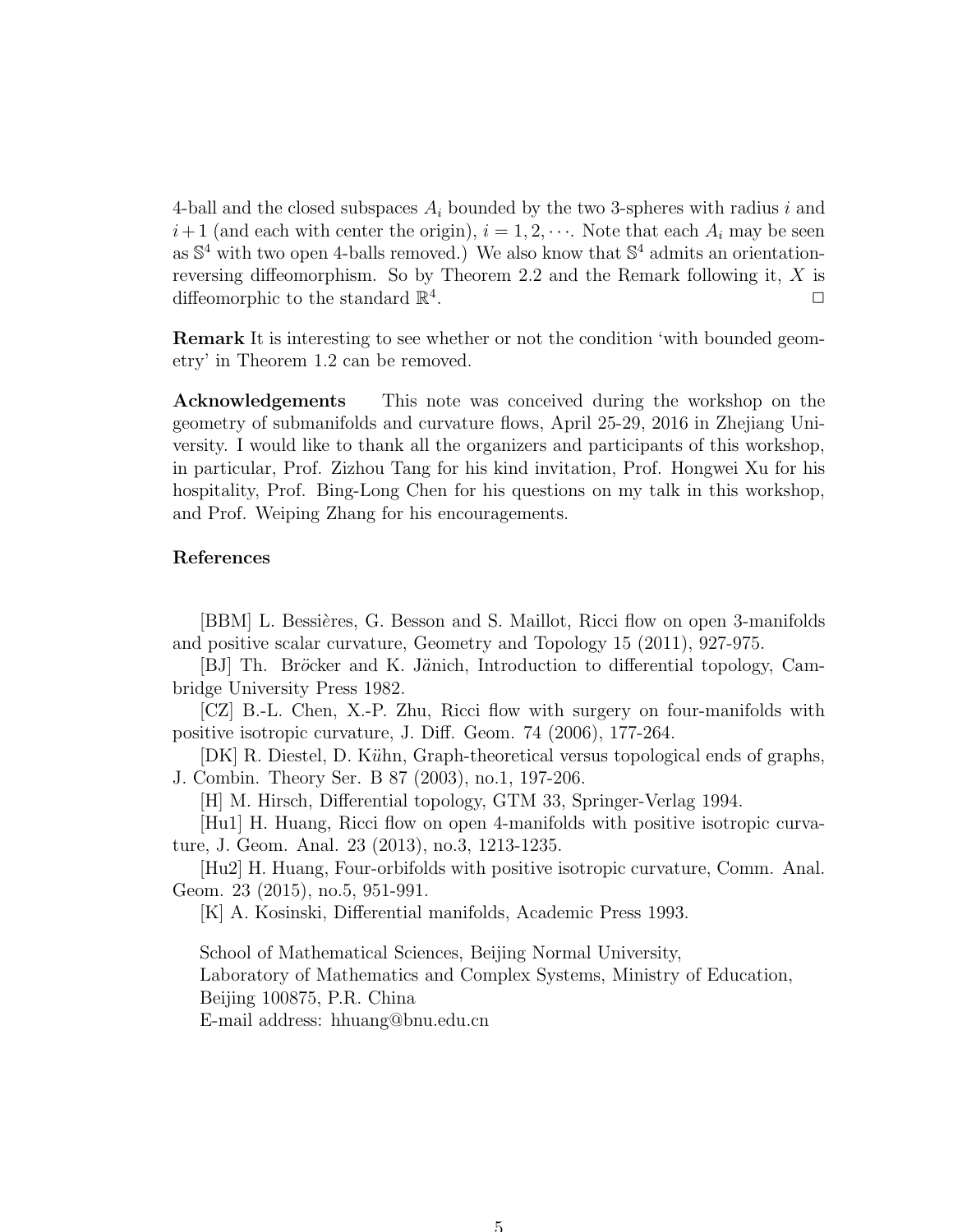4-ball and the closed subspaces $A_i$ bounded by the two 3-spheres with radius $i$ and $i+1$ (and each with center the origin), $i = 1, 2, \cdots$. Note that each $A_i$ may be seen as $\mathbb{S}^4$ with two open 4-balls removed.) We also know that $\mathbb{S}^4$ admits an orientation-reversing diffeomorphism. So by Theorem 2.2 and the Remark following it, $X$ is diffeomorphic to the standard $\mathbb{R}^4$. $\square$

**Remark** It is interesting to see whether or not the condition 'with bounded geometry' in Theorem 1.2 can be removed.

**Acknowledgements** This note was conceived during the workshop on the geometry of submanifolds and curvature flows, April 25-29, 2016 in Zhejiang University. I would like to thank all the organizers and participants of this workshop, in particular, Prof. Zizhou Tang for his kind invitation, Prof. Hongwei Xu for his hospitality, Prof. Bing-Long Chen for his questions on my talk in this workshop, and Prof. Weiping Zhang for his encouragements.

## References

[BBM] L. Bessières, G. Besson and S. Maillot, Ricci flow on open 3-manifolds and positive scalar curvature, Geometry and Topology 15 (2011), 927-975.

[BJ] Th. Bröcker and K. Jänich, Introduction to differential topology, Cambridge University Press 1982.

[CZ] B.-L. Chen, X.-P. Zhu, Ricci flow with surgery on four-manifolds with positive isotropic curvature, J. Diff. Geom. 74 (2006), 177-264.

[DK] R. Diestel, D. Kühn, Graph-theoretical versus topological ends of graphs, J. Combin. Theory Ser. B 87 (2003), no.1, 197-206.

[H] M. Hirsch, Differential topology, GTM 33, Springer-Verlag 1994.

[Hu1] H. Huang, Ricci flow on open 4-manifolds with positive isotropic curvature, J. Geom. Anal. 23 (2013), no.3, 1213-1235.

[Hu2] H. Huang, Four-orbifolds with positive isotropic curvature, Comm. Anal. Geom. 23 (2015), no.5, 951-991.

[K] A. Kosinski, Differential manifolds, Academic Press 1993.

School of Mathematical Sciences, Beijing Normal University,
Laboratory of Mathematics and Complex Systems, Ministry of Education,
Beijing 100875, P.R. China
E-mail address: hhuang@bnu.edu.cn